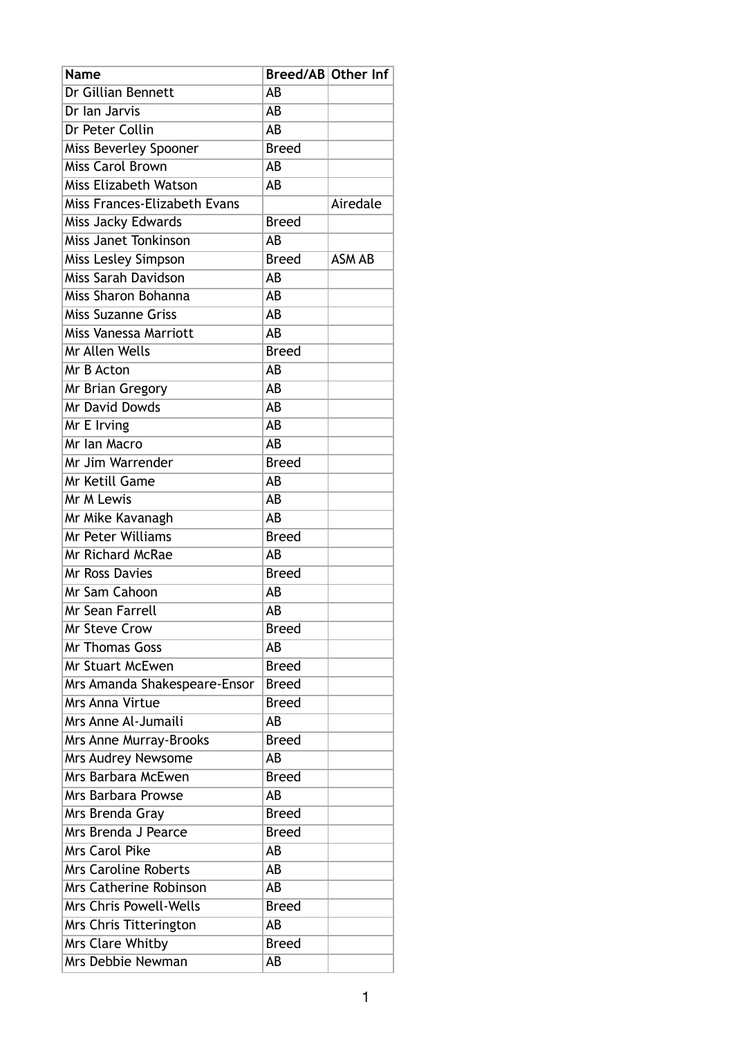| Name | Breed/AB | Other Inf |
|---|---|---|
| Dr Gillian Bennett | AB | |
| Dr Ian Jarvis | AB | |
| Dr Peter Collin | AB | |
| Miss Beverley Spooner | Breed | |
| Miss Carol Brown | AB | |
| Miss Elizabeth Watson | AB | |
| Miss Frances-Elizabeth Evans | | Airedale |
| Miss Jacky Edwards | Breed | |
| Miss Janet Tonkinson | AB | |
| Miss Lesley Simpson | Breed | ASM AB |
| Miss Sarah Davidson | AB | |
| Miss Sharon Bohanna | AB | |
| Miss Suzanne Griss | AB | |
| Miss Vanessa Marriott | AB | |
| Mr Allen Wells | Breed | |
| Mr B Acton | AB | |
| Mr Brian Gregory | AB | |
| Mr David Dowds | AB | |
| Mr E Irving | AB | |
| Mr Ian Macro | AB | |
| Mr Jim Warrender | Breed | |
| Mr Ketill Game | AB | |
| Mr M Lewis | AB | |
| Mr Mike Kavanagh | AB | |
| Mr Peter Williams | Breed | |
| Mr Richard McRae | AB | |
| Mr Ross Davies | Breed | |
| Mr Sam Cahoon | AB | |
| Mr Sean Farrell | AB | |
| Mr Steve Crow | Breed | |
| Mr Thomas Goss | AB | |
| Mr Stuart McEwen | Breed | |
| Mrs Amanda Shakespeare-Ensor | Breed | |
| Mrs Anna Virtue | Breed | |
| Mrs Anne Al-Jumaili | AB | |
| Mrs Anne Murray-Brooks | Breed | |
| Mrs Audrey Newsome | AB | |
| Mrs Barbara McEwen | Breed | |
| Mrs Barbara Prowse | AB | |
| Mrs Brenda Gray | Breed | |
| Mrs Brenda J Pearce | Breed | |
| Mrs Carol Pike | AB | |
| Mrs Caroline Roberts | AB | |
| Mrs Catherine Robinson | AB | |
| Mrs Chris Powell-Wells | Breed | |
| Mrs Chris Titterington | AB | |
| Mrs Clare Whitby | Breed | |
| Mrs Debbie Newman | AB | |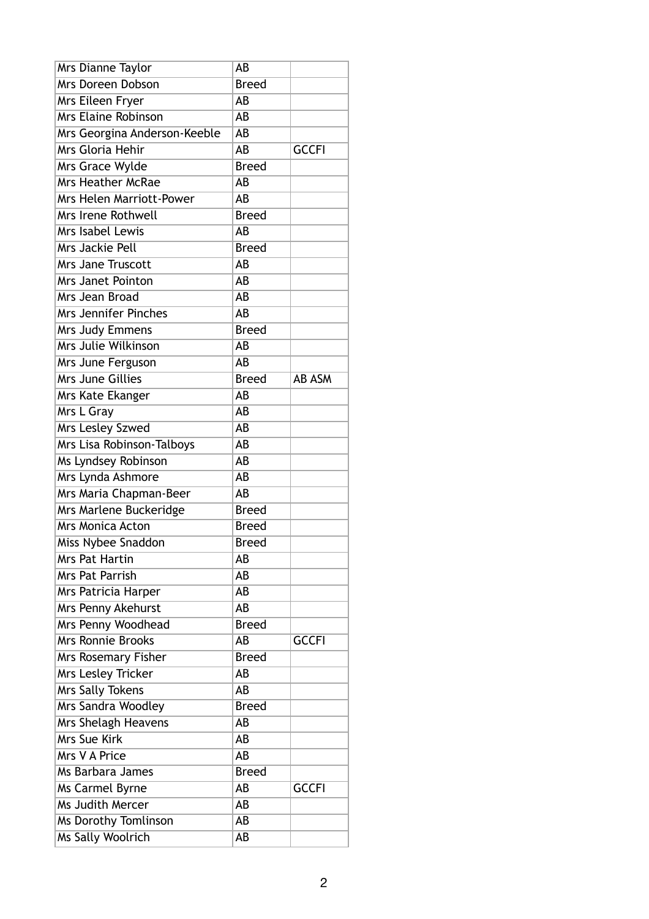| Mrs Dianne Taylor | AB | |
|---|---|---|
| Mrs Doreen Dobson | Breed | |
| Mrs Eileen Fryer | AB | |
| Mrs Elaine Robinson | AB | |
| Mrs Georgina Anderson-Keeble | AB | |
| Mrs Gloria Hehir | AB | GCCFI |
| Mrs Grace Wylde | Breed | |
| Mrs Heather McRae | AB | |
| Mrs Helen Marriott-Power | AB | |
| Mrs Irene Rothwell | Breed | |
| Mrs Isabel Lewis | AB | |
| Mrs Jackie Pell | Breed | |
| Mrs Jane Truscott | AB | |
| Mrs Janet Pointon | AB | |
| Mrs Jean Broad | AB | |
| Mrs Jennifer Pinches | AB | |
| Mrs Judy Emmens | Breed | |
| Mrs Julie Wilkinson | AB | |
| Mrs June Ferguson | AB | |
| Mrs June Gillies | Breed | AB ASM |
| Mrs Kate Ekanger | AB | |
| Mrs L Gray | AB | |
| Mrs Lesley Szwed | AB | |
| Mrs Lisa Robinson-Talboys | AB | |
| Ms Lyndsey Robinson | AB | |
| Mrs Lynda Ashmore | AB | |
| Mrs Maria Chapman-Beer | AB | |
| Mrs Marlene Buckeridge | Breed | |
| Mrs Monica Acton | Breed | |
| Miss Nybee Snaddon | Breed | |
| Mrs Pat Hartin | AB | |
| Mrs Pat Parrish | AB | |
| Mrs Patricia Harper | AB | |
| Mrs Penny Akehurst | AB | |
| Mrs Penny Woodhead | Breed | |
| Mrs Ronnie Brooks | AB | GCCFI |
| Mrs Rosemary Fisher | Breed | |
| Mrs Lesley Tricker | AB | |
| Mrs Sally Tokens | AB | |
| Mrs Sandra Woodley | Breed | |
| Mrs Shelagh Heavens | AB | |
| Mrs Sue Kirk | AB | |
| Mrs V A Price | AB | |
| Ms Barbara James | Breed | |
| Ms Carmel Byrne | AB | GCCFI |
| Ms Judith Mercer | AB | |
| Ms Dorothy Tomlinson | AB | |
| Ms Sally Woolrich | AB | |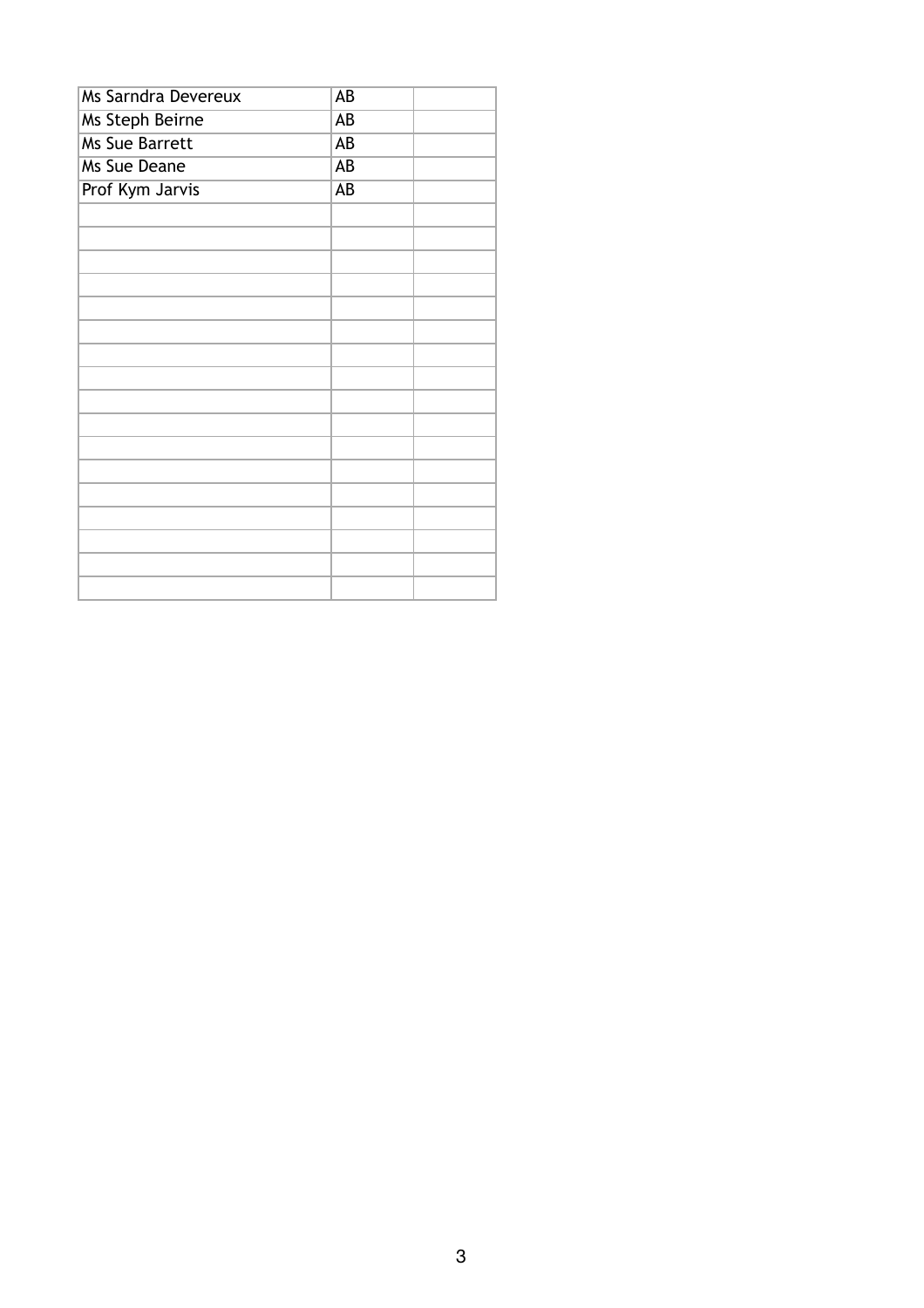| | | |
|---|---|---|
| Ms Sarndra Devereux | AB | |
| Ms Steph Beirne | AB | |
| Ms Sue Barrett | AB | |
| Ms Sue Deane | AB | |
| Prof Kym Jarvis | AB | |
| | | |
| | | |
| | | |
| | | |
| | | |
| | | |
| | | |
| | | |
| | | |
| | | |
| | | |
| | | |
| | | |
| | | |
| | | |
| | | |
| | | |